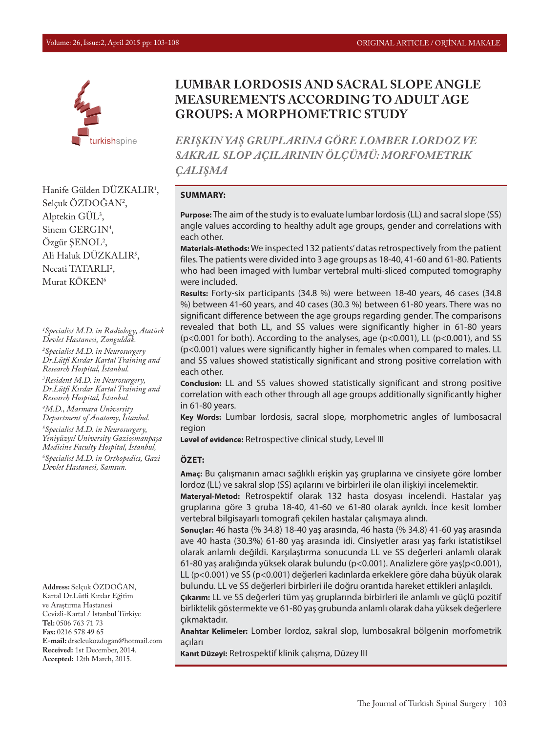# LUMBAR LORDOSIS AND SACRAL SLOPE ANGLE MEASUREMENTS ACCORDING TO ADULT AGE GROUPS: A MORPHOMETRIC STUDY

## *ERIŞKIN YAŞ GRUPLARINA GÖRE LOMBER LORDOZ VE SAKRAL SLOP AÇILARININ ÖLÇÜMÜ: MORFOMETRIK ÇALIŞMA*

Hanife Gülden DÜZKALIR[1], Selçuk ÖZDOĞAN[2], Alptekin GÜL[3], Sinem GERGIN[4], Özgür ŞENOL[2], Ali Haluk DÜZKALIR[5], Necati TATARLI[2], Murat KÖKEN[6]

*[1]Specialist M.D. in Radiology, Atatürk Devlet Hastanesi, Zonguldak.*

*[2]Specialist M.D. in Neurosurgery Dr.Lütfi Kırdar Kartal Training and Research Hospital, İstanbul.*

*[3]Resident M.D. in Neurosurgery, Dr.Lütfi Kırdar Kartal Training and Research Hospital, İstanbul.*

*[4]M.D., Marmara University Department of Anatomy, İstanbul.*

*[5]Specialist M.D. in Neurosurgery, Yeniyüzyıl University Gaziosmanpaşa Medicine Faculty Hospital, İstanbul,*

*[6]Specialist M.D. in Orthopedics, Gazi Devlet Hastanesi, Samsun.*

**Address:** Selçuk ÖZDOĞAN, Kartal Dr.Lütfi Kırdar Eğitim ve Araştırma Hastanesi Cevizli-Kartal / İstanbul Türkiye
**Tel:** 0506 763 71 73
**Fax:** 0216 578 49 65
**E-mail:** drselcukozdogan@hotmail.com
**Received:** 1st December, 2014.
**Accepted:** 12th March, 2015.

### SUMMARY:

**Purpose:** The aim of the study is to evaluate lumbar lordosis (LL) and sacral slope (SS) angle values according to healthy adult age groups, gender and correlations with each other.

**Materials-Methods:** We inspected 132 patients' datas retrospectively from the patient files. The patients were divided into 3 age groups as 18-40, 41-60 and 61-80. Patients who had been imaged with lumbar vertebral multi-sliced computed tomography were included.

**Results:** Forty-six participants (34.8 %) were between 18-40 years, 46 cases (34.8 %) between 41-60 years, and 40 cases (30.3 %) between 61-80 years. There was no significant difference between the age groups regarding gender. The comparisons revealed that both LL, and SS values were significantly higher in 61-80 years ($p<0.001$ for both). According to the analyses, age ($p<0.001$), LL ($p<0.001$), and SS ($p<0.001$) values were significantly higher in females when compared to males. LL and SS values showed statistically significant and strong positive correlation with each other.

**Conclusion:** LL and SS values showed statistically significant and strong positive correlation with each other through all age groups additionally significantly higher in 61-80 years.

**Key Words:** Lumbar lordosis, sacral slope, morphometric angles of lumbosacral region

**Level of evidence:** Retrospective clinical study, Level III

### ÖZET:

**Amaç:** Bu çalışmanın amacı sağlıklı erişkin yaş gruplarına ve cinsiyete göre lomber lordoz (LL) ve sakral slop (SS) açılarını ve birbirleri ile olan ilişkiyi incelemektir.

**Materyal-Metod:** Retrospektif olarak 132 hasta dosyası incelendi. Hastalar yaş gruplarına göre 3 gruba 18-40, 41-60 ve 61-80 olarak ayrıldı. İnce kesit lomber vertebral bilgisayarlı tomografi çekilen hastalar çalışmaya alındı.

**Sonuçlar:** 46 hasta (% 34.8) 18-40 yaş arasında, 46 hasta (% 34.8) 41-60 yaş arasında ave 40 hasta (30.3%) 61-80 yaş arasında idi. Cinsiyetler arası yaş farkı istatistiksel olarak anlamlı değildi. Karşılaştırma sonucunda LL ve SS değerleri anlamlı olarak 61-80 yaş aralığında yüksek olarak bulundu ($p<0.001$). Analizlere göre yaş($p<0.001$), LL ($p<0.001$) ve SS ($p<0.001$) değerleri kadınlarda erkeklere göre daha büyük olarak bulundu. LL ve SS değerleri birbirleri ile doğru orantıda hareket ettikleri anlaşıldı.

**Çıkarım:** LL ve SS değerleri tüm yaş gruplarında birbirleri ile anlamlı ve güçlü pozitif birliktelik göstermekte ve 61-80 yaş grubunda anlamlı olarak daha yüksek değerlere çıkmaktadır.

**Anahtar Kelimeler:** Lomber lordoz, sakral slop, lumbosakral bölgenin morfometrik açıları

**Kanıt Düzeyi:** Retrospektif klinik çalışma, Düzey III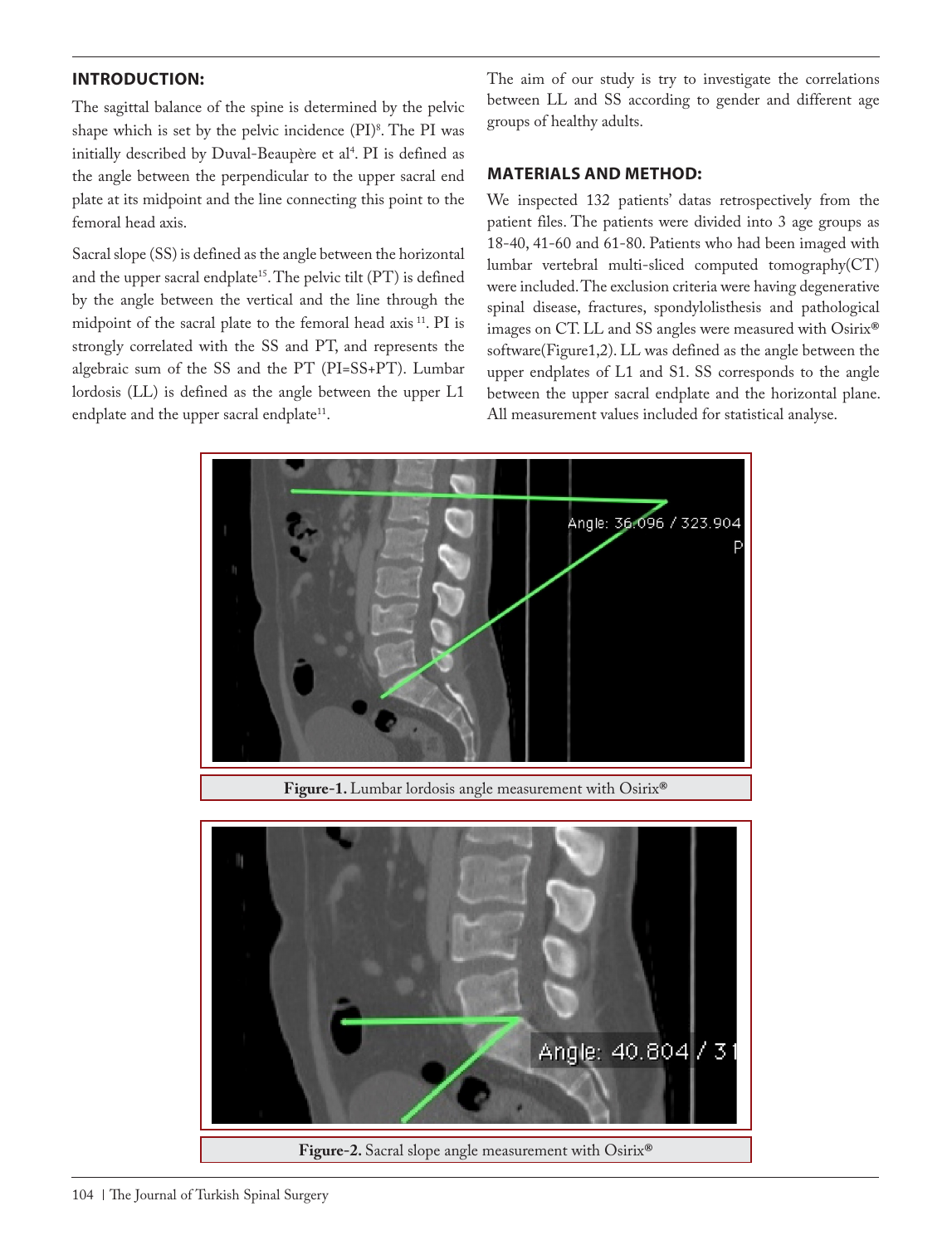## INTRODUCTION:

The sagittal balance of the spine is determined by the pelvic shape which is set by the pelvic incidence (PI)[8]. The PI was initially described by Duval-Beaupère et al[4]. PI is defined as the angle between the perpendicular to the upper sacral end plate at its midpoint and the line connecting this point to the femoral head axis.

Sacral slope (SS) is defined as the angle between the horizontal and the upper sacral endplate[15]. The pelvic tilt (PT) is defined by the angle between the vertical and the line through the midpoint of the sacral plate to the femoral head axis [11]. PI is strongly correlated with the SS and PT, and represents the algebraic sum of the SS and the PT (PI=SS+PT). Lumbar lordosis (LL) is defined as the angle between the upper L1 endplate and the upper sacral endplate[11].

The aim of our study is try to investigate the correlations between LL and SS according to gender and different age groups of healthy adults.

## MATERIALS AND METHOD:

We inspected 132 patients' datas retrospectively from the patient files. The patients were divided into 3 age groups as 18-40, 41-60 and 61-80. Patients who had been imaged with lumbar vertebral multi-sliced computed tomography(CT) were included. The exclusion criteria were having degenerative spinal disease, fractures, spondylolisthesis and pathological images on CT. LL and SS angles were measured with Osirix® software(Figure1,2). LL was defined as the angle between the upper endplates of L1 and S1. SS corresponds to the angle between the upper sacral endplate and the horizontal plane. All measurement values included for statistical analyse.

**Figure-1.** Lumbar lordosis angle measurement with Osirix®

**Figure-2.** Sacral slope angle measurement with Osirix®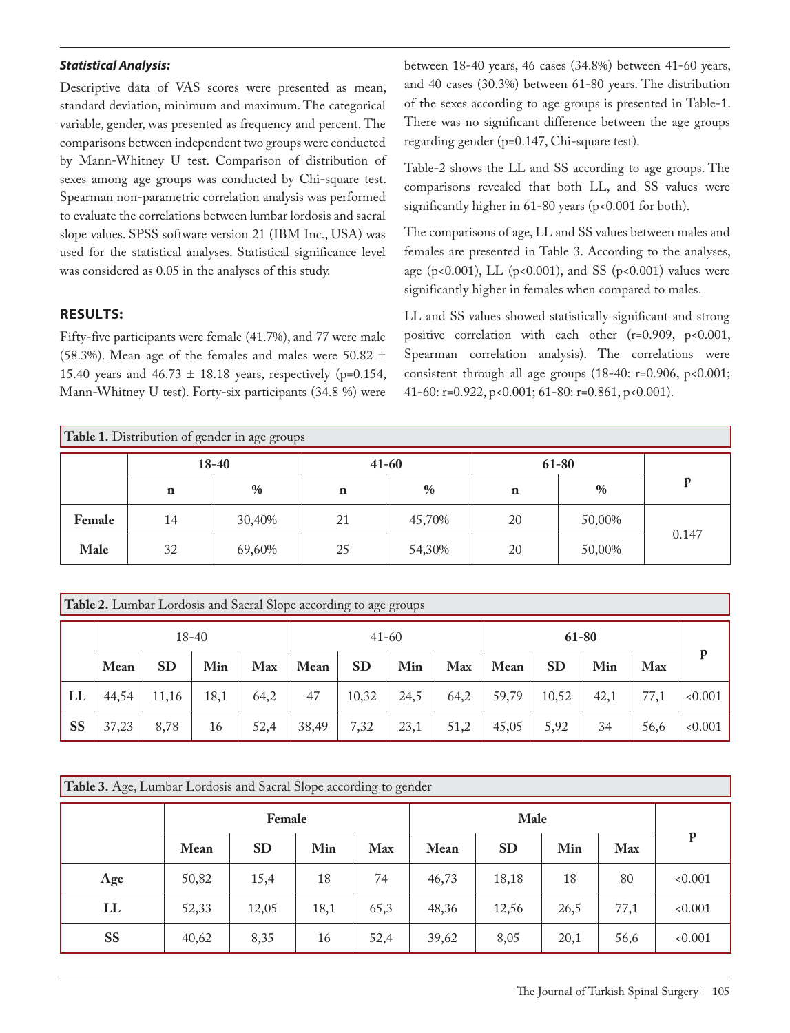***Statistical Analysis:***

Descriptive data of VAS scores were presented as mean, standard deviation, minimum and maximum. The categorical variable, gender, was presented as frequency and percent. The comparisons between independent two groups were conducted by Mann-Whitney U test. Comparison of distribution of sexes among age groups was conducted by Chi-square test. Spearman non-parametric correlation analysis was performed to evaluate the correlations between lumbar lordosis and sacral slope values. SPSS software version 21 (IBM Inc., USA) was used for the statistical analyses. Statistical significance level was considered as 0.05 in the analyses of this study.

## RESULTS:

Fifty-five participants were female (41.7%), and 77 were male (58.3%). Mean age of the females and males were 50.82 ± 15.40 years and 46.73 ± 18.18 years, respectively (p=0.154, Mann-Whitney U test). Forty-six participants (34.8 %) were between 18-40 years, 46 cases (34.8%) between 41-60 years, and 40 cases (30.3%) between 61-80 years. The distribution of the sexes according to age groups is presented in Table-1. There was no significant difference between the age groups regarding gender (p=0.147, Chi-square test).

Table-2 shows the LL and SS according to age groups. The comparisons revealed that both LL, and SS values were significantly higher in 61-80 years (p<0.001 for both).

The comparisons of age, LL and SS values between males and females are presented in Table 3. According to the analyses, age (p<0.001), LL (p<0.001), and SS (p<0.001) values were significantly higher in females when compared to males.

LL and SS values showed statistically significant and strong positive correlation with each other (r=0.909, p<0.001, Spearman correlation analysis). The correlations were consistent through all age groups (18-40: r=0.906, p<0.001; 41-60: r=0.922, p<0.001; 61-80: r=0.861, p<0.001).

**Table 1.** Distribution of gender in age groups

| | 18-40 | | 41-60 | | 61-80 | | p |
|---|---|---|---|---|---|---|---|
| | **n** | **%** | **n** | **%** | **n** | **%** | |
| **Female** | 14 | 30,40% | 21 | 45,70% | 20 | 50,00% | 0.147 |
| **Male** | 32 | 69,60% | 25 | 54,30% | 20 | 50,00% | |

**Table 2.** Lumbar Lordosis and Sacral Slope according to age groups

| | 18-40 | | | | 41-60 | | | | 61-80 | | | | p |
|---|---|---|---|---|---|---|---|---|---|---|---|---|---|
| | **Mean** | **SD** | **Min** | **Max** | **Mean** | **SD** | **Min** | **Max** | **Mean** | **SD** | **Min** | **Max** | |
| **LL** | 44,54 | 11,16 | 18,1 | 64,2 | 47 | 10,32 | 24,5 | 64,2 | 59,79 | 10,52 | 42,1 | 77,1 | <0.001 |
| **SS** | 37,23 | 8,78 | 16 | 52,4 | 38,49 | 7,32 | 23,1 | 51,2 | 45,05 | 5,92 | 34 | 56,6 | <0.001 |

**Table 3.** Age, Lumbar Lordosis and Sacral Slope according to gender

| | Female | | | | Male | | | | p |
|---|---|---|---|---|---|---|---|---|---|
| | **Mean** | **SD** | **Min** | **Max** | **Mean** | **SD** | **Min** | **Max** | |
| **Age** | 50,82 | 15,4 | 18 | 74 | 46,73 | 18,18 | 18 | 80 | <0.001 |
| **LL** | 52,33 | 12,05 | 18,1 | 65,3 | 48,36 | 12,56 | 26,5 | 77,1 | <0.001 |
| **SS** | 40,62 | 8,35 | 16 | 52,4 | 39,62 | 8,05 | 20,1 | 56,6 | <0.001 |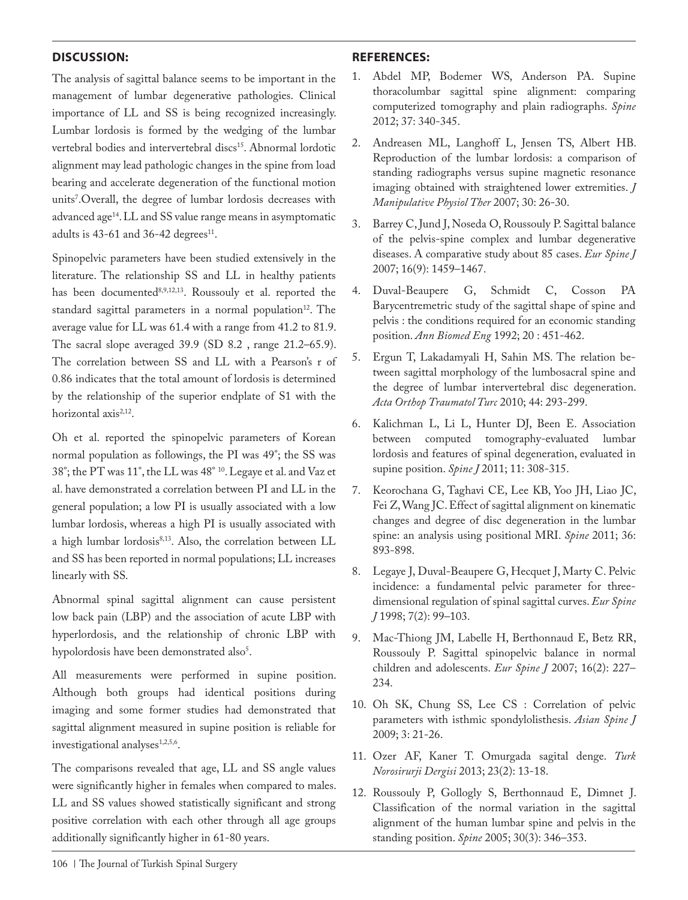## DISCUSSION:

The analysis of sagittal balance seems to be important in the management of lumbar degenerative pathologies. Clinical importance of LL and SS is being recognized increasingly. Lumbar lordosis is formed by the wedging of the lumbar vertebral bodies and intervertebral discs[15]. Abnormal lordotic alignment may lead pathologic changes in the spine from load bearing and accelerate degeneration of the functional motion units[7].Overall, the degree of lumbar lordosis decreases with advanced age[14]. LL and SS value range means in asymptomatic adults is 43-61 and 36-42 degrees[11].

Spinopelvic parameters have been studied extensively in the literature. The relationship SS and LL in healthy patients has been documented[8,9,12,13]. Roussouly et al. reported the standard sagittal parameters in a normal population[12]. The average value for LL was 61.4 with a range from 41.2 to 81.9. The sacral slope averaged 39.9 (SD 8.2 , range 21.2–65.9). The correlation between SS and LL with a Pearson's r of 0.86 indicates that the total amount of lordosis is determined by the relationship of the superior endplate of S1 with the horizontal axis[2,12].

Oh et al. reported the spinopelvic parameters of Korean normal population as followings, the PI was 49°; the SS was 38°; the PT was 11°, the LL was 48° [10]. Legaye et al. and Vaz et al. have demonstrated a correlation between PI and LL in the general population; a low PI is usually associated with a low lumbar lordosis, whereas a high PI is usually associated with a high lumbar lordosis[8,13]. Also, the correlation between LL and SS has been reported in normal populations; LL increases linearly with SS.

Abnormal spinal sagittal alignment can cause persistent low back pain (LBP) and the association of acute LBP with hyperlordosis, and the relationship of chronic LBP with hypolordosis have been demonstrated also[5].

All measurements were performed in supine position. Although both groups had identical positions during imaging and some former studies had demonstrated that sagittal alignment measured in supine position is reliable for investigational analyses[1,2,5,6].

The comparisons revealed that age, LL and SS angle values were significantly higher in females when compared to males. LL and SS values showed statistically significant and strong positive correlation with each other through all age groups additionally significantly higher in 61-80 years.

## REFERENCES:

1. Abdel MP, Bodemer WS, Anderson PA. Supine thoracolumbar sagittal spine alignment: comparing computerized tomography and plain radiographs. *Spine* 2012; 37: 340-345.
2. Andreasen ML, Langhoff L, Jensen TS, Albert HB. Reproduction of the lumbar lordosis: a comparison of standing radiographs versus supine magnetic resonance imaging obtained with straightened lower extremities. *J Manipulative Physiol Ther* 2007; 30: 26-30.
3. Barrey C, Jund J, Noseda O, Roussouly P. Sagittal balance of the pelvis-spine complex and lumbar degenerative diseases. A comparative study about 85 cases. *Eur Spine J* 2007; 16(9): 1459–1467.
4. Duval-Beaupere G, Schmidt C, Cosson PA Barycentremetric study of the sagittal shape of spine and pelvis : the conditions required for an economic standing position. *Ann Biomed Eng* 1992; 20 : 451-462.
5. Ergun T, Lakadamyali H, Sahin MS. The relation between sagittal morphology of the lumbosacral spine and the degree of lumbar intervertebral disc degeneration. *Acta Orthop Traumatol Turc* 2010; 44: 293-299.
6. Kalichman L, Li L, Hunter DJ, Been E. Association between computed tomography-evaluated lumbar lordosis and features of spinal degeneration, evaluated in supine position. *Spine J* 2011; 11: 308-315.
7. Keorochana G, Taghavi CE, Lee KB, Yoo JH, Liao JC, Fei Z, Wang JC. Effect of sagittal alignment on kinematic changes and degree of disc degeneration in the lumbar spine: an analysis using positional MRI. *Spine* 2011; 36: 893-898.
8. Legaye J, Duval-Beaupere G, Hecquet J, Marty C. Pelvic incidence: a fundamental pelvic parameter for three-dimensional regulation of spinal sagittal curves. *Eur Spine J* 1998; 7(2): 99–103.
9. Mac-Thiong JM, Labelle H, Berthonnaud E, Betz RR, Roussouly P. Sagittal spinopelvic balance in normal children and adolescents. *Eur Spine J* 2007; 16(2): 227–234.
10. Oh SK, Chung SS, Lee CS : Correlation of pelvic parameters with isthmic spondylolisthesis. *Asian Spine J* 2009; 3: 21-26.
11. Ozer AF, Kaner T. Omurgada sagital denge. *Turk Norosirurji Dergisi* 2013; 23(2): 13-18.
12. Roussouly P, Gollogly S, Berthonnaud E, Dimnet J. Classification of the normal variation in the sagittal alignment of the human lumbar spine and pelvis in the standing position. *Spine* 2005; 30(3): 346–353.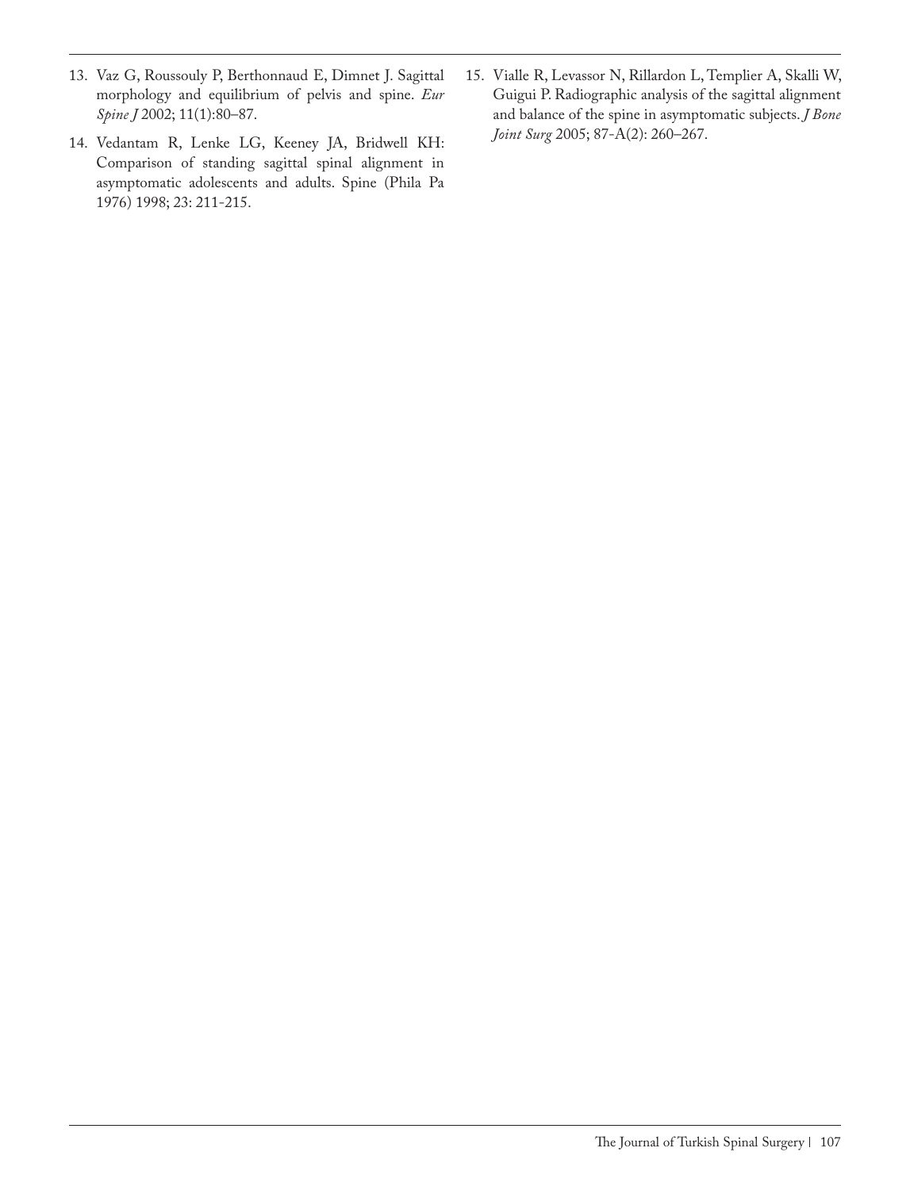13. Vaz G, Roussouly P, Berthonnaud E, Dimnet J. Sagittal morphology and equilibrium of pelvis and spine. *Eur Spine J* 2002; 11(1):80–87.

14. Vedantam R, Lenke LG, Keeney JA, Bridwell KH: Comparison of standing sagittal spinal alignment in asymptomatic adolescents and adults. Spine (Phila Pa 1976) 1998; 23: 211-215.

15. Vialle R, Levassor N, Rillardon L, Templier A, Skalli W, Guigui P. Radiographic analysis of the sagittal alignment and balance of the spine in asymptomatic subjects. *J Bone Joint Surg* 2005; 87-A(2): 260–267.